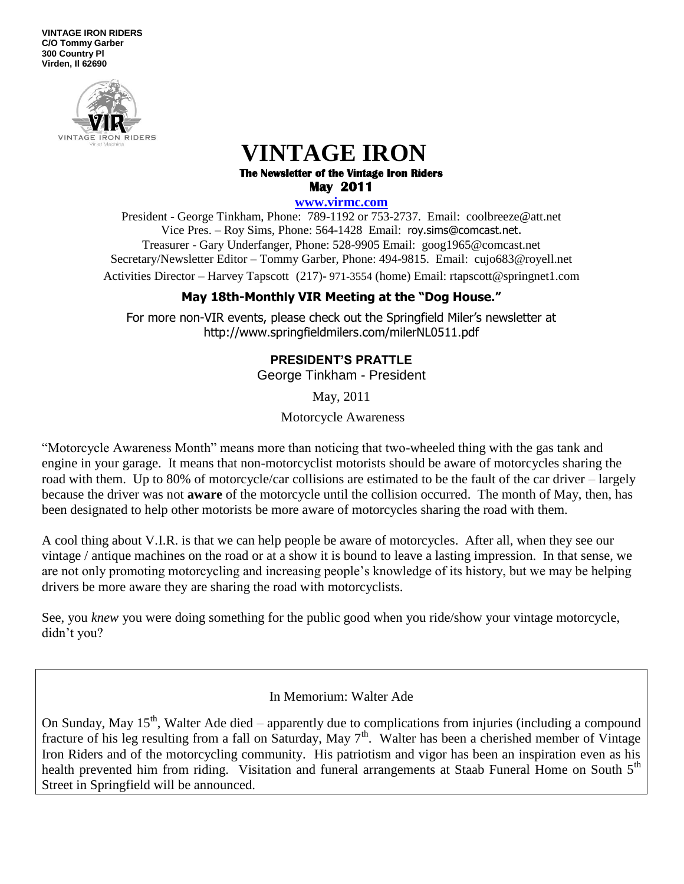**VINTAGE IRON RIDERS**
**C/O Tommy Garber**
**300 Country Pl**
**Virden, Il 62690**

# VINTAGE IRON

**The Newsletter of the Vintage Iron Riders**

**May 2011**

**www.virmc.com**

President - George Tinkham, Phone: 789-1192 or 753-2737. Email: coolbreeze@att.net
Vice Pres. – Roy Sims, Phone: 564-1428 Email: roy.sims@comcast.net.
Treasurer - Gary Underfanger, Phone: 528-9905 Email: goog1965@comcast.net
Secretary/Newsletter Editor – Tommy Garber, Phone: 494-9815. Email: cujo683@royell.net
Activities Director – Harvey Tapscott (217)- 971-3554 (home) Email: rtapscott@springnet1.com

**May 18th-Monthly VIR Meeting at the "Dog House."**

For more non-VIR events, please check out the Springfield Miler's newsletter at http://www.springfieldmilers.com/milerNL0511.pdf

## PRESIDENT'S PRATTLE

George Tinkham - President

May, 2011

Motorcycle Awareness

"Motorcycle Awareness Month" means more than noticing that two-wheeled thing with the gas tank and engine in your garage. It means that non-motorcyclist motorists should be aware of motorcycles sharing the road with them. Up to 80% of motorcycle/car collisions are estimated to be the fault of the car driver – largely because the driver was not **aware** of the motorcycle until the collision occurred. The month of May, then, has been designated to help other motorists be more aware of motorcycles sharing the road with them.

A cool thing about V.I.R. is that we can help people be aware of motorcycles. After all, when they see our vintage / antique machines on the road or at a show it is bound to leave a lasting impression. In that sense, we are not only promoting motorcycling and increasing people's knowledge of its history, but we may be helping drivers be more aware they are sharing the road with motorcyclists.

See, you *knew* you were doing something for the public good when you ride/show your vintage motorcycle, didn't you?

In Memorium: Walter Ade

On Sunday, May 15th, Walter Ade died – apparently due to complications from injuries (including a compound fracture of his leg resulting from a fall on Saturday, May 7th. Walter has been a cherished member of Vintage Iron Riders and of the motorcycling community. His patriotism and vigor has been an inspiration even as his health prevented him from riding. Visitation and funeral arrangements at Staab Funeral Home on South 5th Street in Springfield will be announced.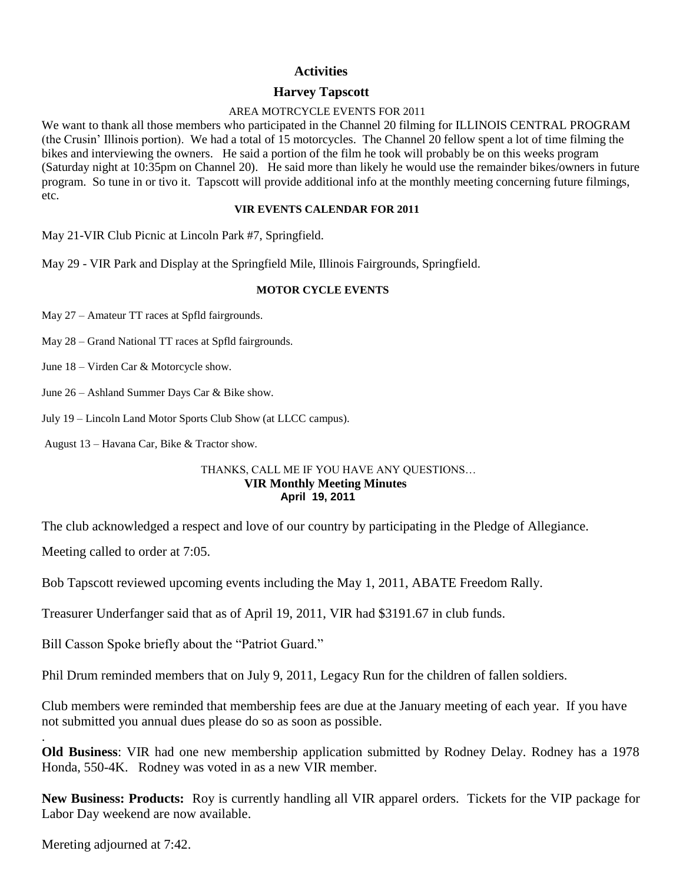## Activities

### Harvey Tapscott

AREA MOTRCYCLE EVENTS FOR 2011

We want to thank all those members who participated in the Channel 20 filming for ILLINOIS CENTRAL PROGRAM (the Crusin' Illinois portion). We had a total of 15 motorcycles. The Channel 20 fellow spent a lot of time filming the bikes and interviewing the owners. He said a portion of the film he took will probably be on this weeks program (Saturday night at 10:35pm on Channel 20). He said more than likely he would use the remainder bikes/owners in future program. So tune in or tivo it. Tapscott will provide additional info at the monthly meeting concerning future filmings, etc.

**VIR EVENTS CALENDAR FOR 2011**

May 21-VIR Club Picnic at Lincoln Park #7, Springfield.

May 29 - VIR Park and Display at the Springfield Mile, Illinois Fairgrounds, Springfield.

**MOTOR CYCLE EVENTS**

May 27 – Amateur TT races at Spfld fairgrounds.

May 28 – Grand National TT races at Spfld fairgrounds.

June 18 – Virden Car & Motorcycle show.

June 26 – Ashland Summer Days Car & Bike show.

July 19 – Lincoln Land Motor Sports Club Show (at LLCC campus).

August 13 – Havana Car, Bike & Tractor show.

THANKS, CALL ME IF YOU HAVE ANY QUESTIONS…

**VIR Monthly Meeting Minutes**
**April 19, 2011**

The club acknowledged a respect and love of our country by participating in the Pledge of Allegiance.

Meeting called to order at 7:05.

Bob Tapscott reviewed upcoming events including the May 1, 2011, ABATE Freedom Rally.

Treasurer Underfanger said that as of April 19, 2011, VIR had $3191.67 in club funds.

Bill Casson Spoke briefly about the "Patriot Guard."

Phil Drum reminded members that on July 9, 2011, Legacy Run for the children of fallen soldiers.

Club members were reminded that membership fees are due at the January meeting of each year. If you have not submitted you annual dues please do so as soon as possible.

.

**Old Business**: VIR had one new membership application submitted by Rodney Delay. Rodney has a 1978 Honda, 550-4K. Rodney was voted in as a new VIR member.

**New Business: Products:** Roy is currently handling all VIR apparel orders. Tickets for the VIP package for Labor Day weekend are now available.

Mereting adjourned at 7:42.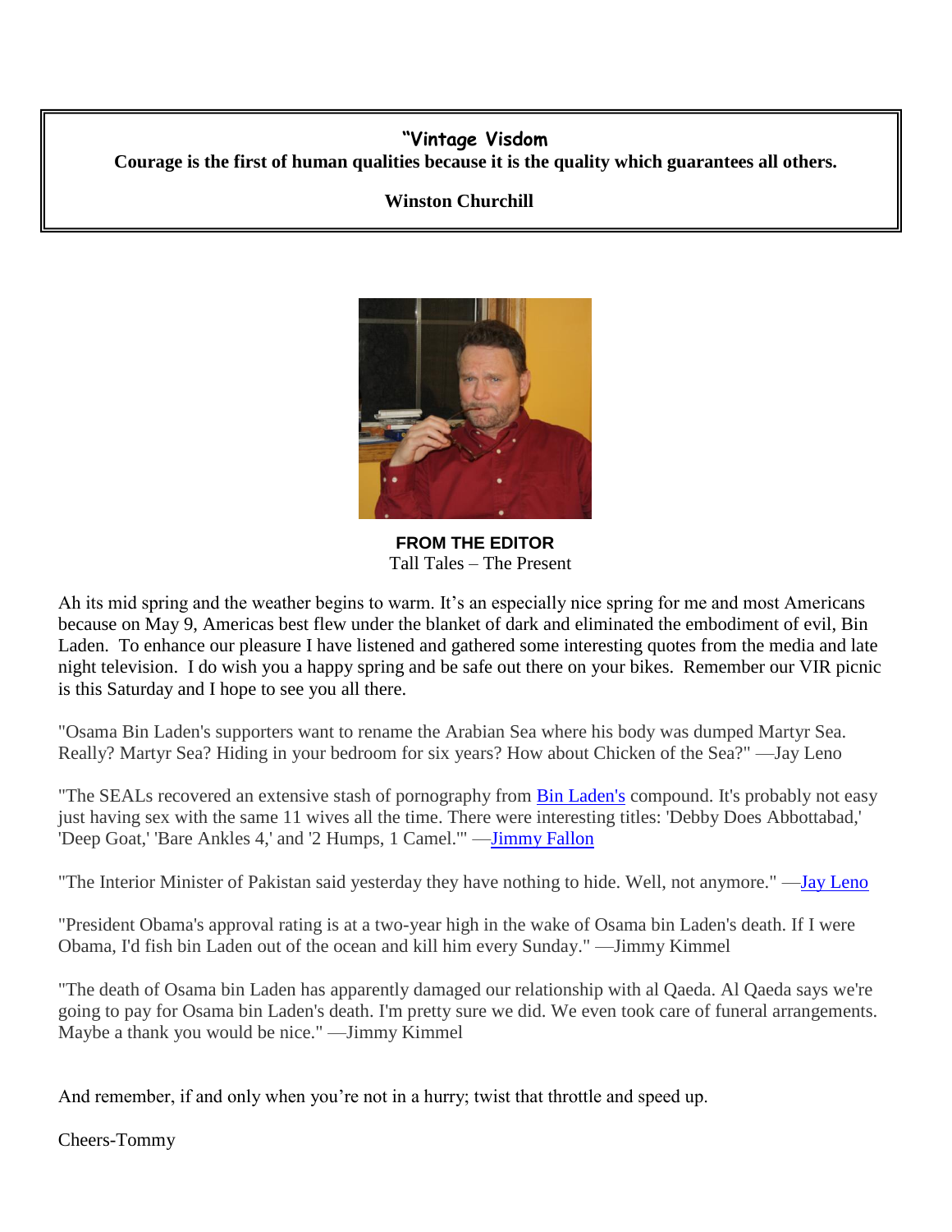**"Vintage Visdom**

**Courage is the first of human qualities because it is the quality which guarantees all others.**

**Winston Churchill**

**FROM THE EDITOR**

Tall Tales – The Present

Ah its mid spring and the weather begins to warm. It's an especially nice spring for me and most Americans because on May 9, Americas best flew under the blanket of dark and eliminated the embodiment of evil, Bin Laden. To enhance our pleasure I have listened and gathered some interesting quotes from the media and late night television. I do wish you a happy spring and be safe out there on your bikes. Remember our VIR picnic is this Saturday and I hope to see you all there.

"Osama Bin Laden's supporters want to rename the Arabian Sea where his body was dumped Martyr Sea. Really? Martyr Sea? Hiding in your bedroom for six years? How about Chicken of the Sea?" —Jay Leno

"The SEALs recovered an extensive stash of pornography from Bin Laden's compound. It's probably not easy just having sex with the same 11 wives all the time. There were interesting titles: 'Debby Does Abbottabad,' 'Deep Goat,' 'Bare Ankles 4,' and '2 Humps, 1 Camel.'" —Jimmy Fallon

"The Interior Minister of Pakistan said yesterday they have nothing to hide. Well, not anymore." —Jay Leno

"President Obama's approval rating is at a two-year high in the wake of Osama bin Laden's death. If I were Obama, I'd fish bin Laden out of the ocean and kill him every Sunday." —Jimmy Kimmel

"The death of Osama bin Laden has apparently damaged our relationship with al Qaeda. Al Qaeda says we're going to pay for Osama bin Laden's death. I'm pretty sure we did. We even took care of funeral arrangements. Maybe a thank you would be nice." —Jimmy Kimmel

And remember, if and only when you're not in a hurry; twist that throttle and speed up.

Cheers-Tommy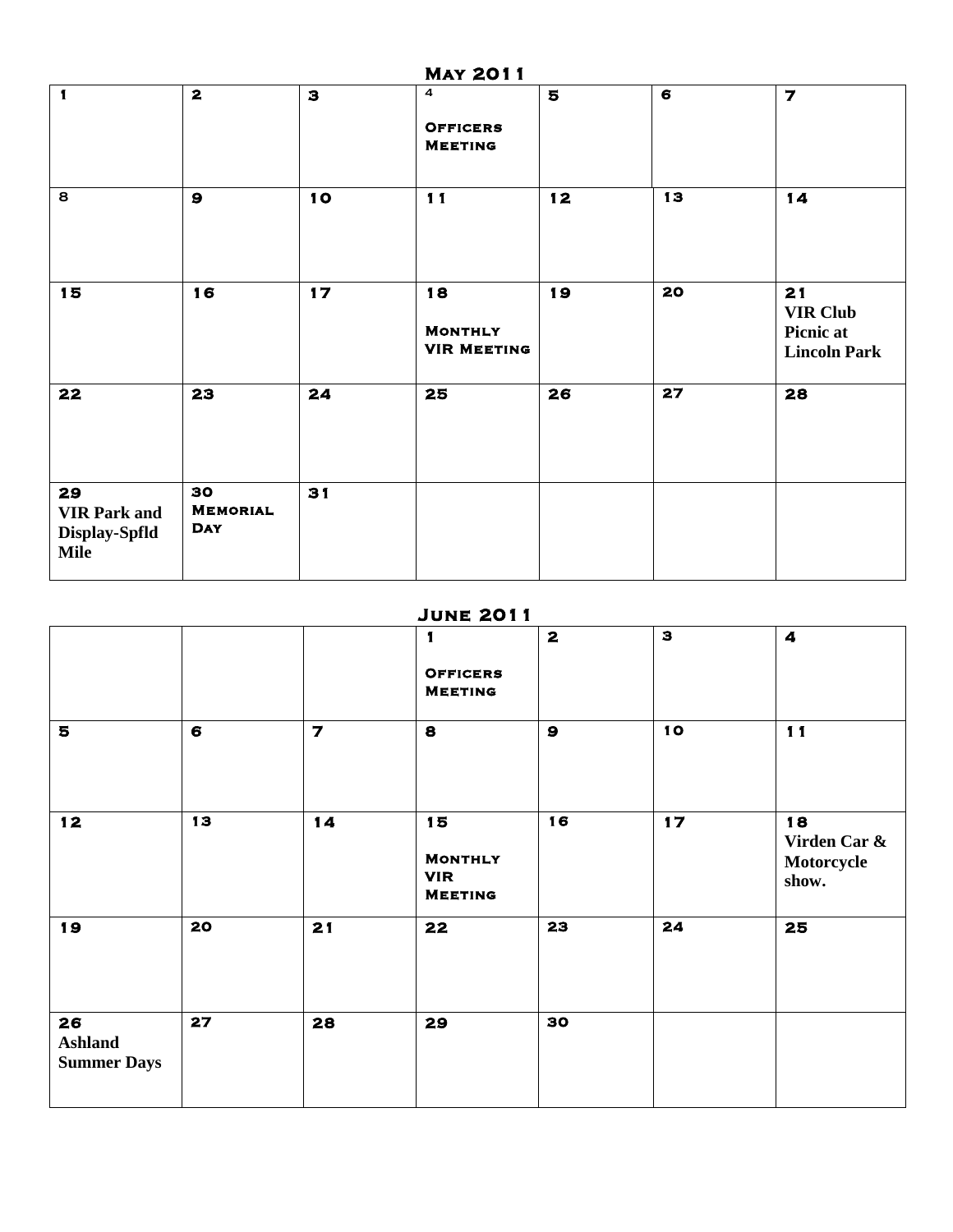## May 2011

| | | | | | | |
|---|---|---|---|---|---|---|
| 1 | 2 | 3 | 4 OFFICERS MEETING | 5 | 6 | 7 |
| 8 | 9 | 10 | 11 | 12 | 13 | 14 |
| 15 | 16 | 17 | 18 MONTHLY VIR MEETING | 19 | 20 | 21 **VIR Club Picnic at Lincoln Park** |
| 22 | 23 | 24 | 25 | 26 | 27 | 28 |
| 29 **VIR Park and Display-Spfld Mile** | 30 MEMORIAL DAY | 31 | | | | |

## June 2011

| | | | | | | |
|---|---|---|---|---|---|---|
| | | | 1 OFFICERS MEETING | 2 | 3 | 4 |
| 5 | 6 | 7 | 8 | 9 | 10 | 11 |
| 12 | 13 | 14 | 15 MONTHLY VIR MEETING | 16 | 17 | 18 **Virden Car & Motorcycle show.** |
| 19 | 20 | 21 | 22 | 23 | 24 | 25 |
| 26 **Ashland Summer Days** | 27 | 28 | 29 | 30 | | |